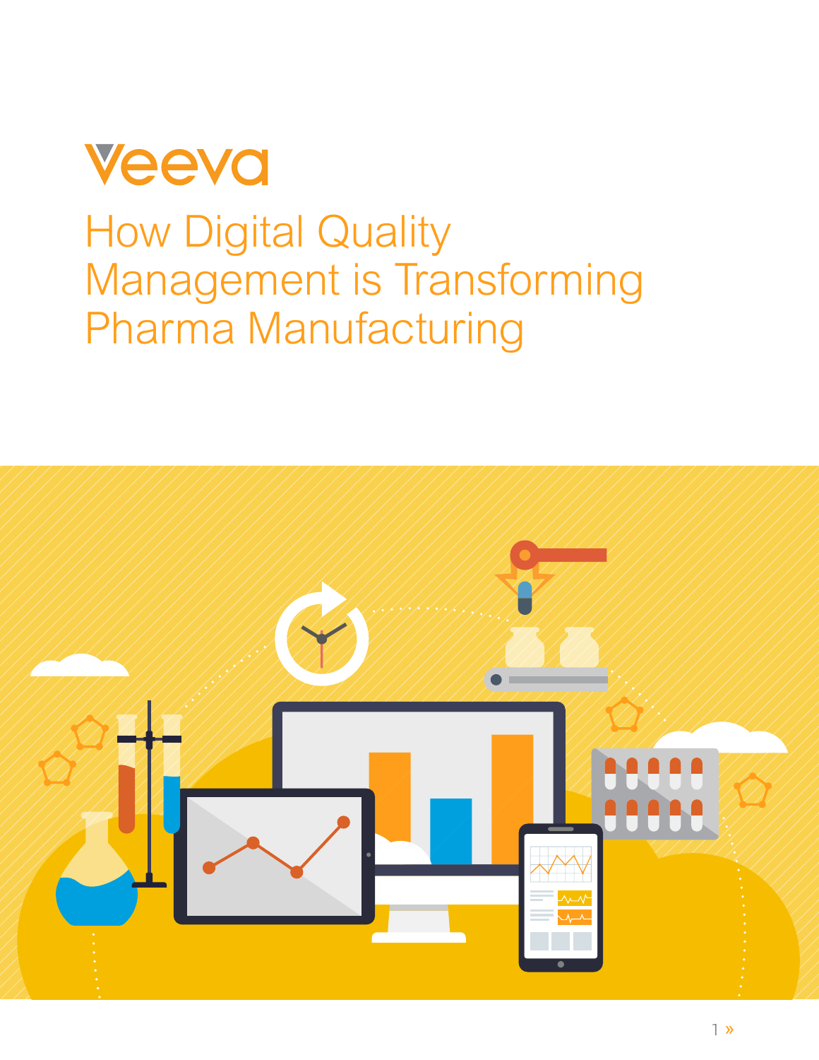Veeva

# How Digital Quality Management is Transforming Pharma Manufacturing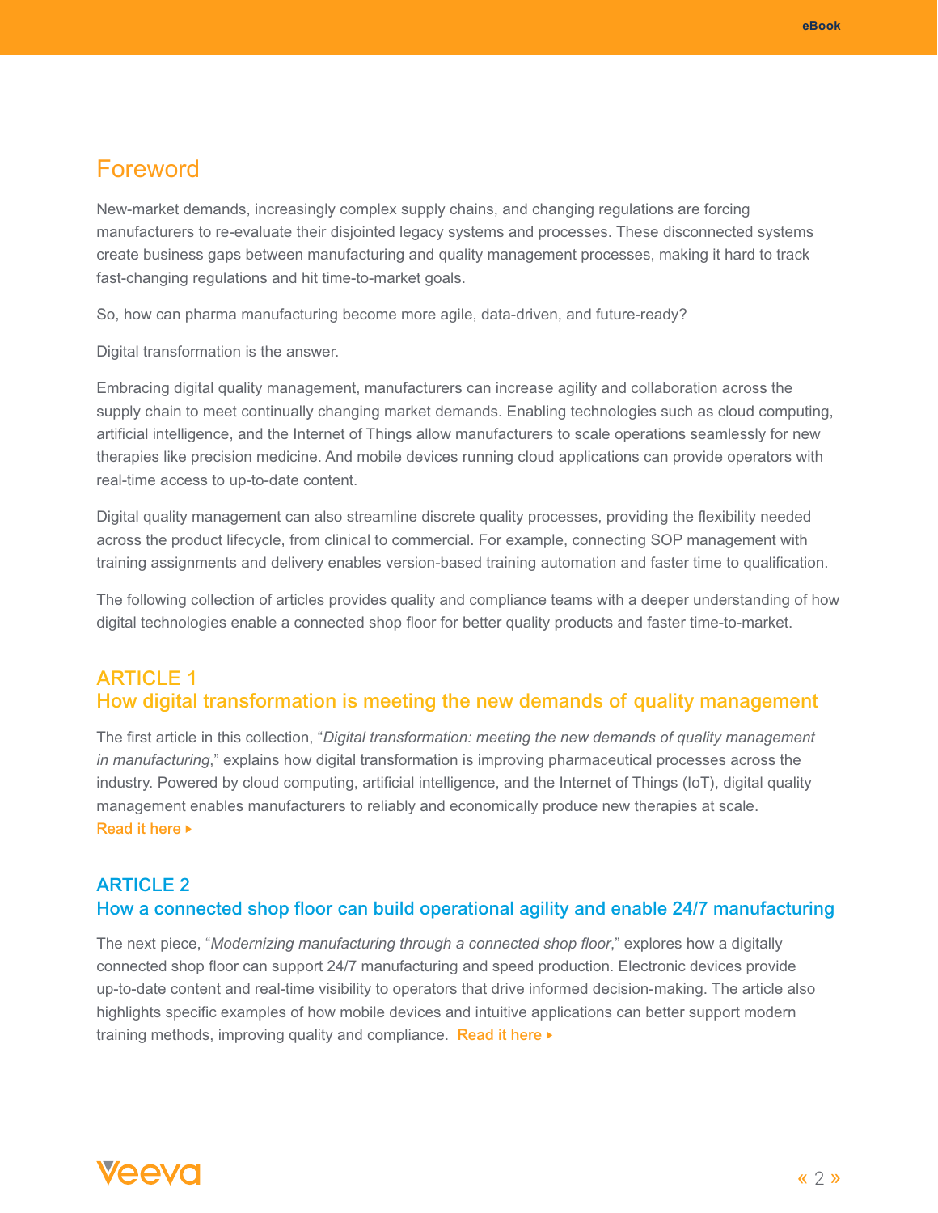# Foreword

New-market demands, increasingly complex supply chains, and changing regulations are forcing manufacturers to re-evaluate their disjointed legacy systems and processes. These disconnected systems create business gaps between manufacturing and quality management processes, making it hard to track fast-changing regulations and hit time-to-market goals.

So, how can pharma manufacturing become more agile, data-driven, and future-ready?

Digital transformation is the answer.

Embracing digital quality management, manufacturers can increase agility and collaboration across the supply chain to meet continually changing market demands. Enabling technologies such as cloud computing, artificial intelligence, and the Internet of Things allow manufacturers to scale operations seamlessly for new therapies like precision medicine. And mobile devices running cloud applications can provide operators with real-time access to up-to-date content.

Digital quality management can also streamline discrete quality processes, providing the flexibility needed across the product lifecycle, from clinical to commercial. For example, connecting SOP management with training assignments and delivery enables version-based training automation and faster time to qualification.

The following collection of articles provides quality and compliance teams with a deeper understanding of how digital technologies enable a connected shop floor for better quality products and faster time-to-market.

## ARTICLE 1
## How digital transformation is meeting the new demands of quality management

The first article in this collection, "*Digital transformation: meeting the new demands of quality management in manufacturing*," explains how digital transformation is improving pharmaceutical processes across the industry. Powered by cloud computing, artificial intelligence, and the Internet of Things (IoT), digital quality management enables manufacturers to reliably and economically produce new therapies at scale.
Read it here ▸

## ARTICLE 2
## How a connected shop floor can build operational agility and enable 24/7 manufacturing

The next piece, "*Modernizing manufacturing through a connected shop floor*," explores how a digitally connected shop floor can support 24/7 manufacturing and speed production. Electronic devices provide up-to-date content and real-time visibility to operators that drive informed decision-making. The article also highlights specific examples of how mobile devices and intuitive applications can better support modern training methods, improving quality and compliance. Read it here ▸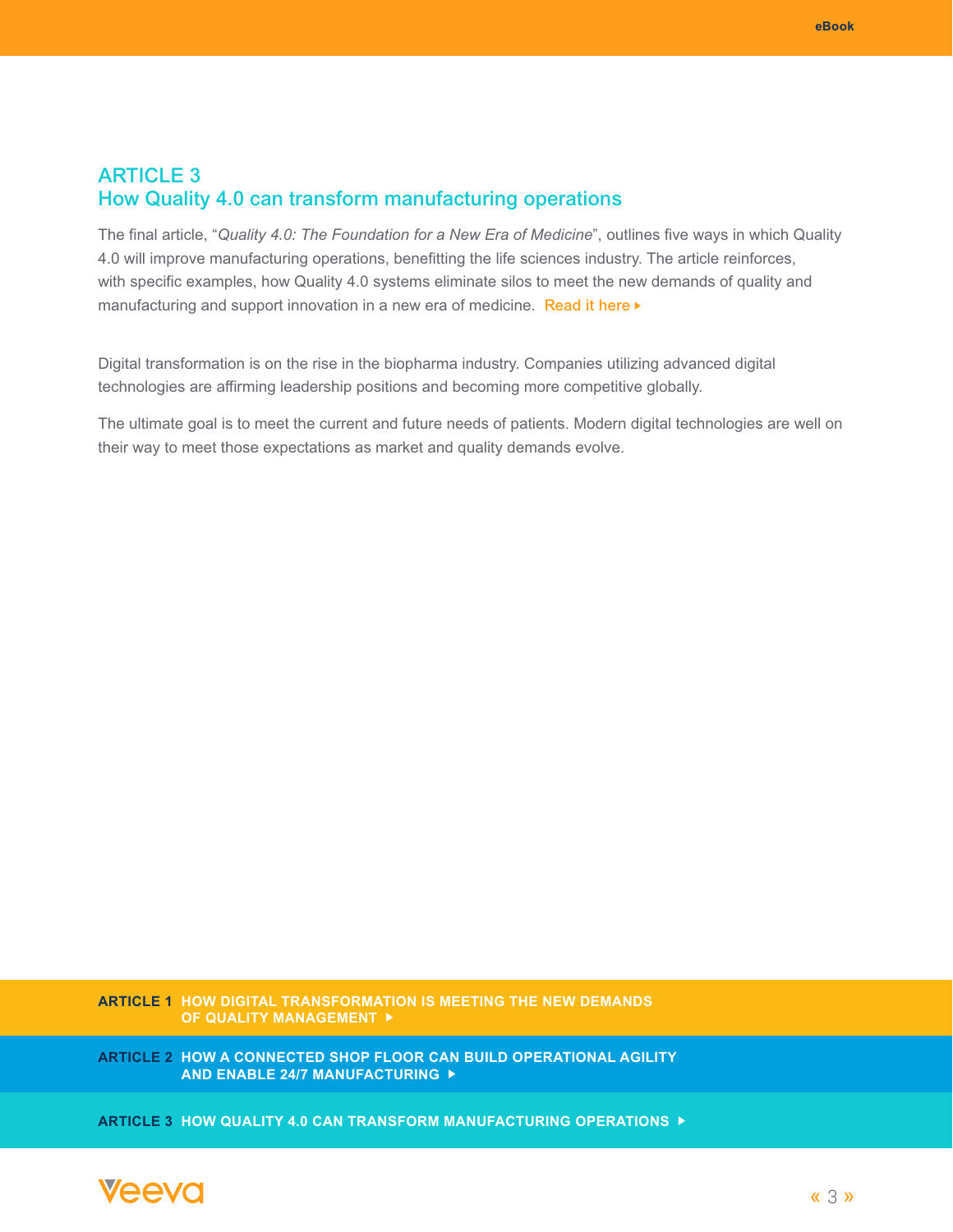## ARTICLE 3
## How Quality 4.0 can transform manufacturing operations

The final article, "*Quality 4.0: The Foundation for a New Era of Medicine*", outlines five ways in which Quality 4.0 will improve manufacturing operations, benefitting the life sciences industry. The article reinforces, with specific examples, how Quality 4.0 systems eliminate silos to meet the new demands of quality and manufacturing and support innovation in a new era of medicine. Read it here ▸

Digital transformation is on the rise in the biopharma industry. Companies utilizing advanced digital technologies are affirming leadership positions and becoming more competitive globally.

The ultimate goal is to meet the current and future needs of patients. Modern digital technologies are well on their way to meet those expectations as market and quality demands evolve.

**ARTICLE 1** HOW DIGITAL TRANSFORMATION IS MEETING THE NEW DEMANDS OF QUALITY MANAGEMENT ▸

**ARTICLE 2** HOW A CONNECTED SHOP FLOOR CAN BUILD OPERATIONAL AGILITY AND ENABLE 24/7 MANUFACTURING ▸

**ARTICLE 3** HOW QUALITY 4.0 CAN TRANSFORM MANUFACTURING OPERATIONS ▸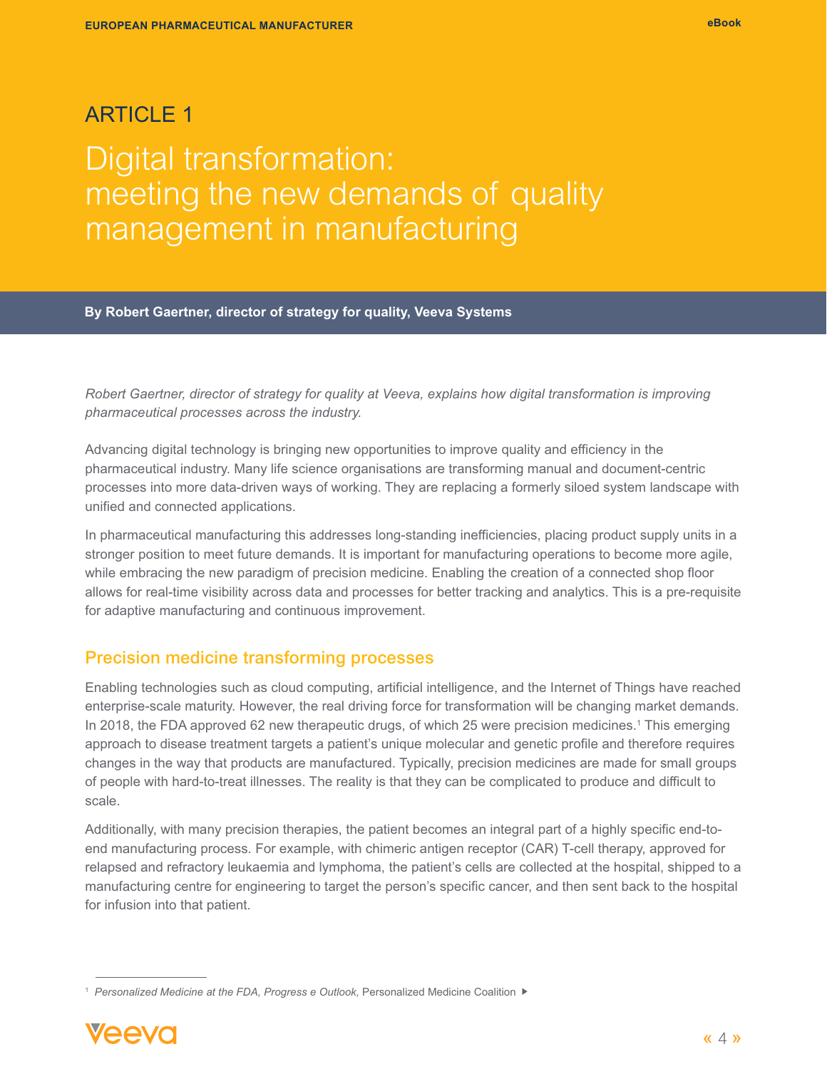# ARTICLE 1

## Digital transformation: meeting the new demands of quality management in manufacturing

**By Robert Gaertner, director of strategy for quality, Veeva Systems**

*Robert Gaertner, director of strategy for quality at Veeva, explains how digital transformation is improving pharmaceutical processes across the industry.*

Advancing digital technology is bringing new opportunities to improve quality and efficiency in the pharmaceutical industry. Many life science organisations are transforming manual and document-centric processes into more data-driven ways of working. They are replacing a formerly siloed system landscape with unified and connected applications.

In pharmaceutical manufacturing this addresses long-standing inefficiencies, placing product supply units in a stronger position to meet future demands. It is important for manufacturing operations to become more agile, while embracing the new paradigm of precision medicine. Enabling the creation of a connected shop floor allows for real-time visibility across data and processes for better tracking and analytics. This is a pre-requisite for adaptive manufacturing and continuous improvement.

### Precision medicine transforming processes

Enabling technologies such as cloud computing, artificial intelligence, and the Internet of Things have reached enterprise-scale maturity. However, the real driving force for transformation will be changing market demands. In 2018, the FDA approved 62 new therapeutic drugs, of which 25 were precision medicines.[1] This emerging approach to disease treatment targets a patient's unique molecular and genetic profile and therefore requires changes in the way that products are manufactured. Typically, precision medicines are made for small groups of people with hard-to-treat illnesses. The reality is that they can be complicated to produce and difficult to scale.

Additionally, with many precision therapies, the patient becomes an integral part of a highly specific end-to-end manufacturing process. For example, with chimeric antigen receptor (CAR) T-cell therapy, approved for relapsed and refractory leukaemia and lymphoma, the patient's cells are collected at the hospital, shipped to a manufacturing centre for engineering to target the person's specific cancer, and then sent back to the hospital for infusion into that patient.

---

[1] *Personalized Medicine at the FDA, Progress e Outlook,* Personalized Medicine Coalition ▶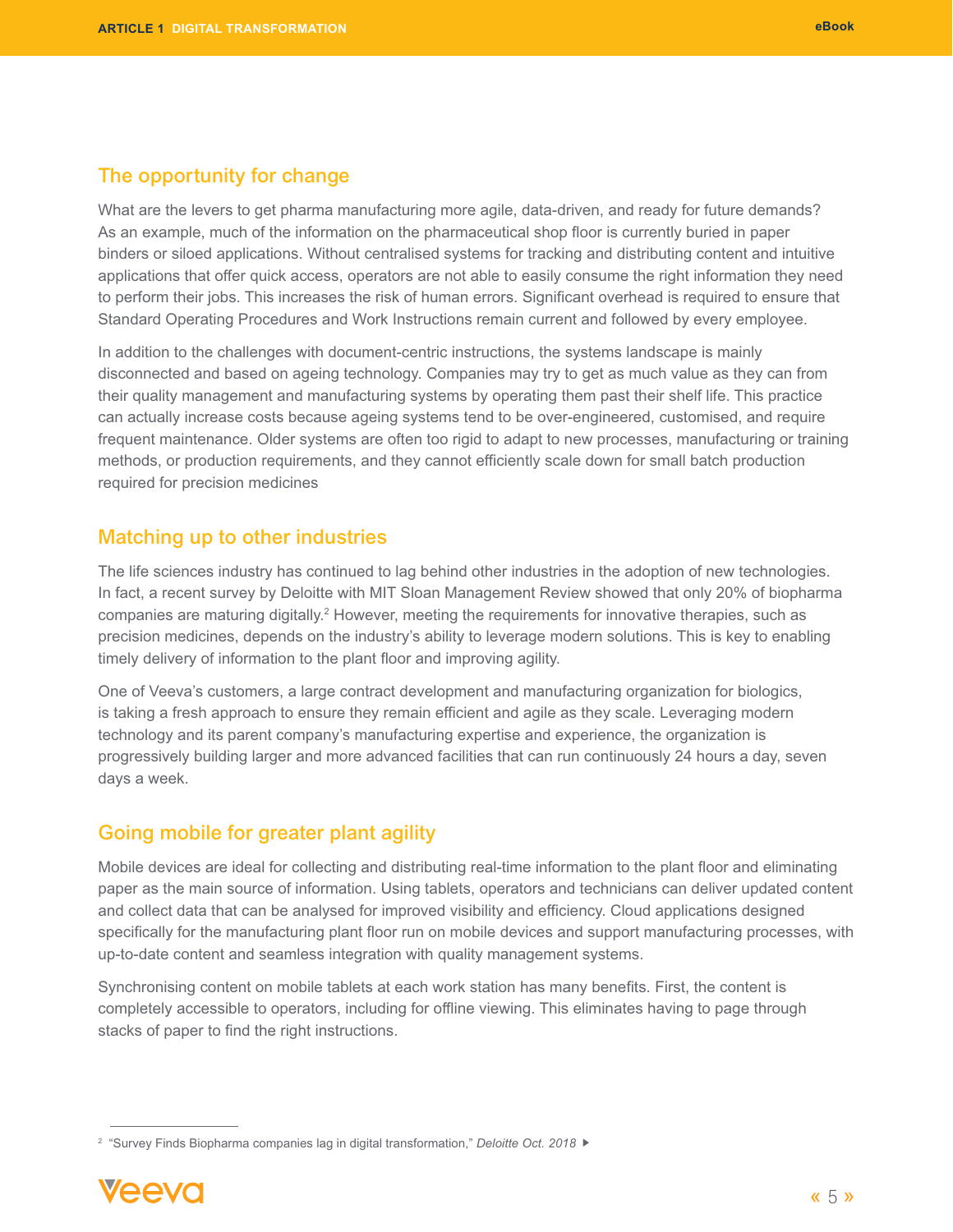## The opportunity for change

What are the levers to get pharma manufacturing more agile, data-driven, and ready for future demands? As an example, much of the information on the pharmaceutical shop floor is currently buried in paper binders or siloed applications. Without centralised systems for tracking and distributing content and intuitive applications that offer quick access, operators are not able to easily consume the right information they need to perform their jobs. This increases the risk of human errors. Significant overhead is required to ensure that Standard Operating Procedures and Work Instructions remain current and followed by every employee.

In addition to the challenges with document-centric instructions, the systems landscape is mainly disconnected and based on ageing technology. Companies may try to get as much value as they can from their quality management and manufacturing systems by operating them past their shelf life. This practice can actually increase costs because ageing systems tend to be over-engineered, customised, and require frequent maintenance. Older systems are often too rigid to adapt to new processes, manufacturing or training methods, or production requirements, and they cannot efficiently scale down for small batch production required for precision medicines

## Matching up to other industries

The life sciences industry has continued to lag behind other industries in the adoption of new technologies. In fact, a recent survey by Deloitte with MIT Sloan Management Review showed that only 20% of biopharma companies are maturing digitally.[2] However, meeting the requirements for innovative therapies, such as precision medicines, depends on the industry's ability to leverage modern solutions. This is key to enabling timely delivery of information to the plant floor and improving agility.

One of Veeva's customers, a large contract development and manufacturing organization for biologics, is taking a fresh approach to ensure they remain efficient and agile as they scale. Leveraging modern technology and its parent company's manufacturing expertise and experience, the organization is progressively building larger and more advanced facilities that can run continuously 24 hours a day, seven days a week.

## Going mobile for greater plant agility

Mobile devices are ideal for collecting and distributing real-time information to the plant floor and eliminating paper as the main source of information. Using tablets, operators and technicians can deliver updated content and collect data that can be analysed for improved visibility and efficiency. Cloud applications designed specifically for the manufacturing plant floor run on mobile devices and support manufacturing processes, with up-to-date content and seamless integration with quality management systems.

Synchronising content on mobile tablets at each work station has many benefits. First, the content is completely accessible to operators, including for offline viewing. This eliminates having to page through stacks of paper to find the right instructions.

---

[2] "Survey Finds Biopharma companies lag in digital transformation," *Deloitte Oct. 2018* ▶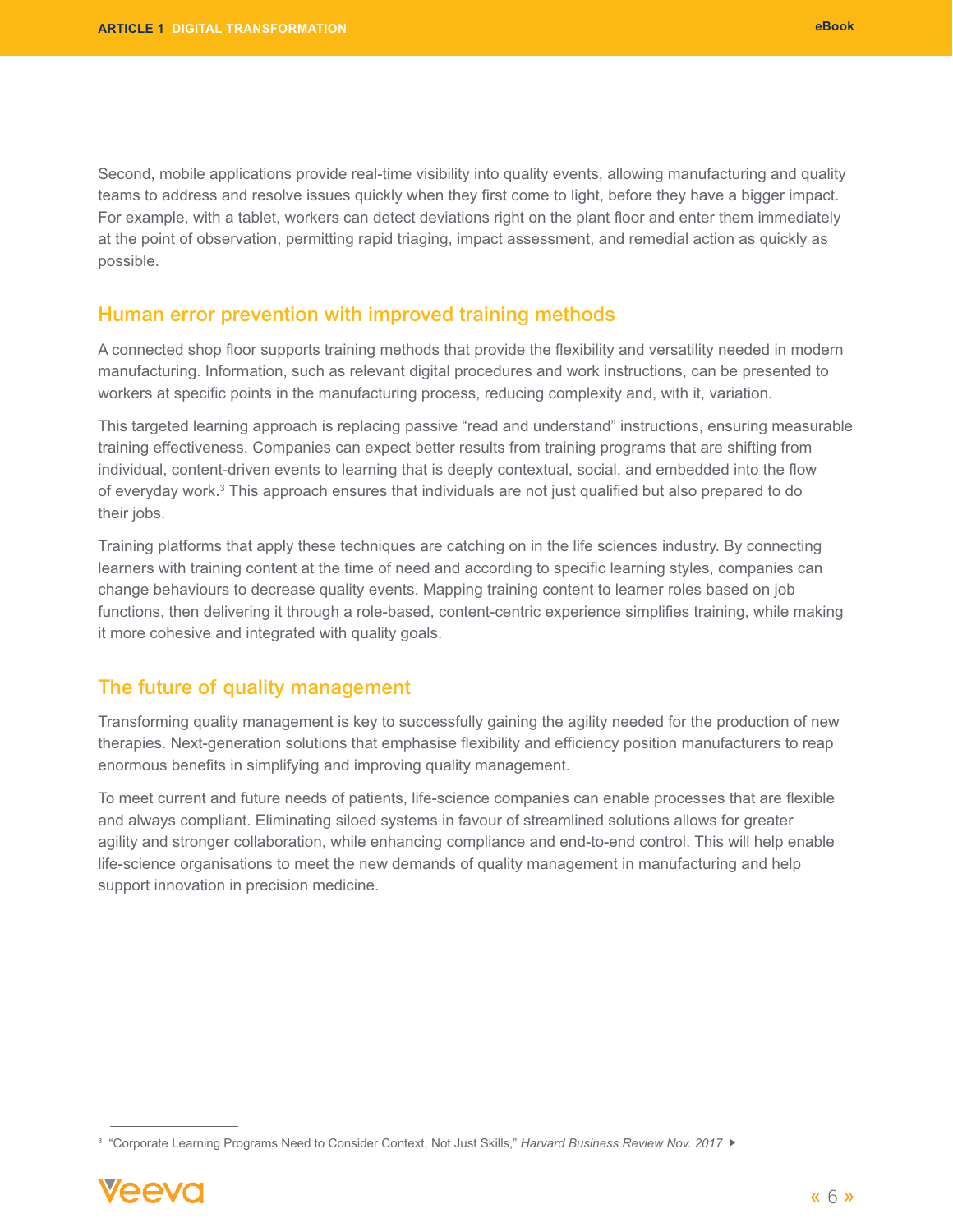Second, mobile applications provide real-time visibility into quality events, allowing manufacturing and quality teams to address and resolve issues quickly when they first come to light, before they have a bigger impact. For example, with a tablet, workers can detect deviations right on the plant floor and enter them immediately at the point of observation, permitting rapid triaging, impact assessment, and remedial action as quickly as possible.

## Human error prevention with improved training methods

A connected shop floor supports training methods that provide the flexibility and versatility needed in modern manufacturing. Information, such as relevant digital procedures and work instructions, can be presented to workers at specific points in the manufacturing process, reducing complexity and, with it, variation.

This targeted learning approach is replacing passive "read and understand" instructions, ensuring measurable training effectiveness. Companies can expect better results from training programs that are shifting from individual, content-driven events to learning that is deeply contextual, social, and embedded into the flow of everyday work.[3] This approach ensures that individuals are not just qualified but also prepared to do their jobs.

Training platforms that apply these techniques are catching on in the life sciences industry. By connecting learners with training content at the time of need and according to specific learning styles, companies can change behaviours to decrease quality events. Mapping training content to learner roles based on job functions, then delivering it through a role-based, content-centric experience simplifies training, while making it more cohesive and integrated with quality goals.

## The future of quality management

Transforming quality management is key to successfully gaining the agility needed for the production of new therapies. Next-generation solutions that emphasise flexibility and efficiency position manufacturers to reap enormous benefits in simplifying and improving quality management.

To meet current and future needs of patients, life-science companies can enable processes that are flexible and always compliant. Eliminating siloed systems in favour of streamlined solutions allows for greater agility and stronger collaboration, while enhancing compliance and end-to-end control. This will help enable life-science organisations to meet the new demands of quality management in manufacturing and help support innovation in precision medicine.

---

[3] "Corporate Learning Programs Need to Consider Context, Not Just Skills," *Harvard Business Review Nov. 2017*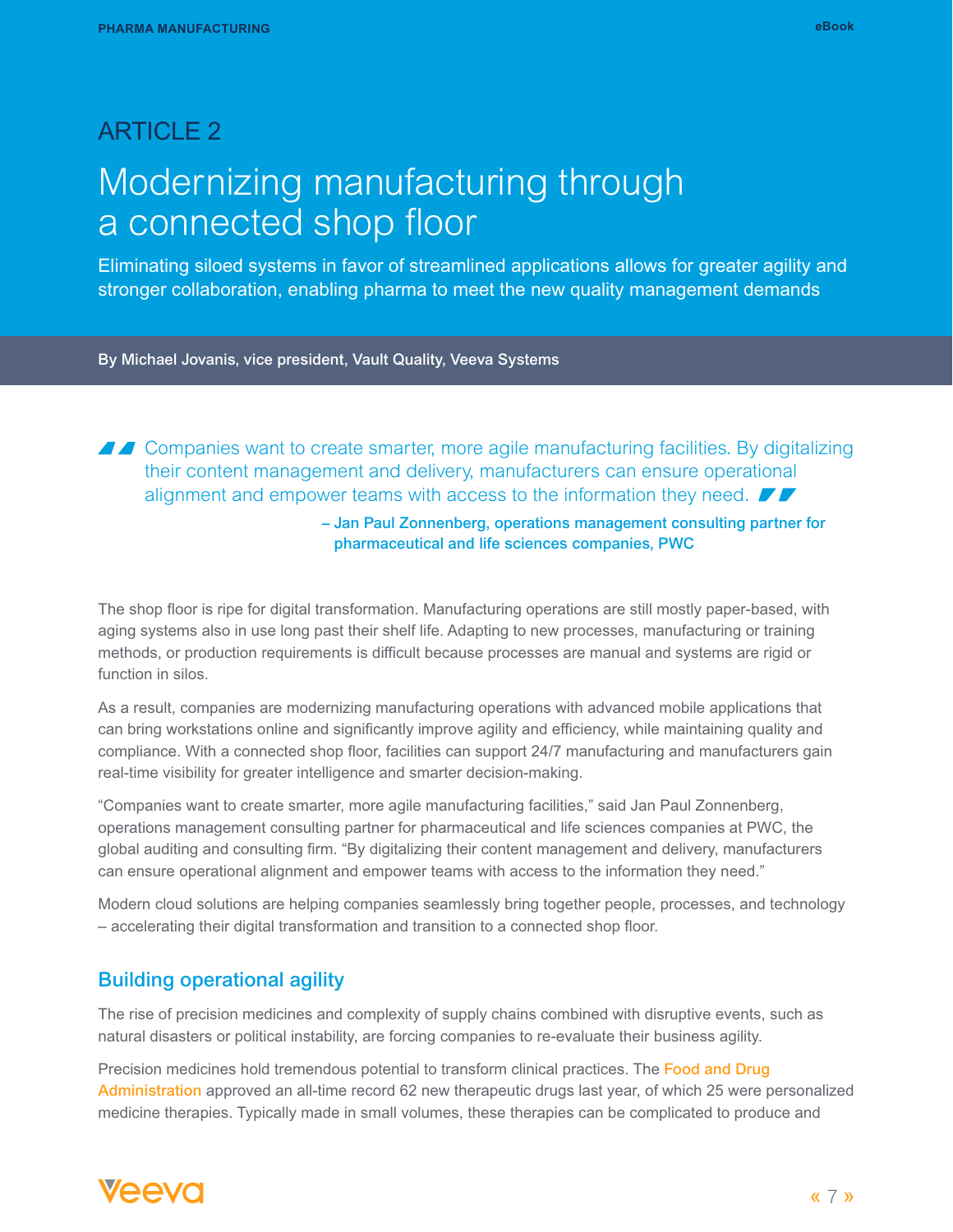ARTICLE 2

# Modernizing manufacturing through a connected shop floor

Eliminating siloed systems in favor of streamlined applications allows for greater agility and stronger collaboration, enabling pharma to meet the new quality management demands

By Michael Jovanis, vice president, Vault Quality, Veeva Systems

> Companies want to create smarter, more agile manufacturing facilities. By digitalizing their content management and delivery, manufacturers can ensure operational alignment and empower teams with access to the information they need.
>
> **– Jan Paul Zonnenberg, operations management consulting partner for pharmaceutical and life sciences companies, PWC**

The shop floor is ripe for digital transformation. Manufacturing operations are still mostly paper-based, with aging systems also in use long past their shelf life. Adapting to new processes, manufacturing or training methods, or production requirements is difficult because processes are manual and systems are rigid or function in silos.

As a result, companies are modernizing manufacturing operations with advanced mobile applications that can bring workstations online and significantly improve agility and efficiency, while maintaining quality and compliance. With a connected shop floor, facilities can support 24/7 manufacturing and manufacturers gain real-time visibility for greater intelligence and smarter decision-making.

"Companies want to create smarter, more agile manufacturing facilities," said Jan Paul Zonnenberg, operations management consulting partner for pharmaceutical and life sciences companies at PWC, the global auditing and consulting firm. "By digitalizing their content management and delivery, manufacturers can ensure operational alignment and empower teams with access to the information they need."

Modern cloud solutions are helping companies seamlessly bring together people, processes, and technology – accelerating their digital transformation and transition to a connected shop floor.

## Building operational agility

The rise of precision medicines and complexity of supply chains combined with disruptive events, such as natural disasters or political instability, are forcing companies to re-evaluate their business agility.

Precision medicines hold tremendous potential to transform clinical practices. The Food and Drug Administration approved an all-time record 62 new therapeutic drugs last year, of which 25 were personalized medicine therapies. Typically made in small volumes, these therapies can be complicated to produce and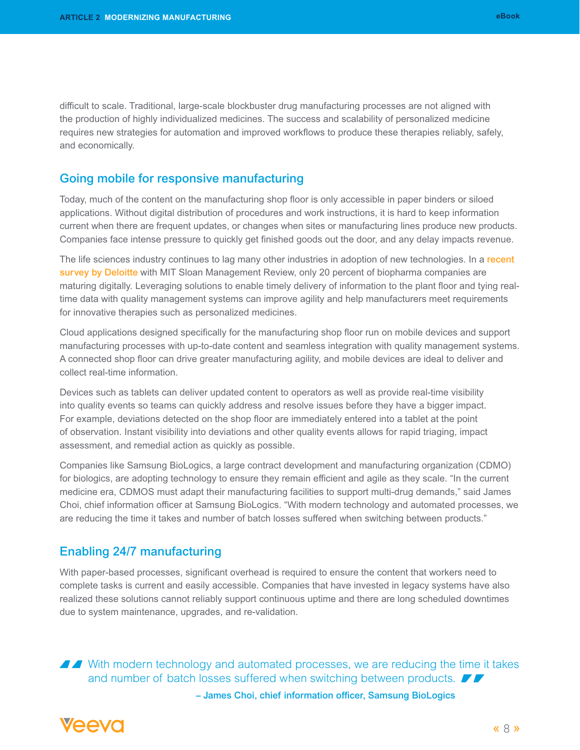difficult to scale. Traditional, large-scale blockbuster drug manufacturing processes are not aligned with the production of highly individualized medicines. The success and scalability of personalized medicine requires new strategies for automation and improved workflows to produce these therapies reliably, safely, and economically.

## Going mobile for responsive manufacturing

Today, much of the content on the manufacturing shop floor is only accessible in paper binders or siloed applications. Without digital distribution of procedures and work instructions, it is hard to keep information current when there are frequent updates, or changes when sites or manufacturing lines produce new products. Companies face intense pressure to quickly get finished goods out the door, and any delay impacts revenue.

The life sciences industry continues to lag many other industries in adoption of new technologies. In a recent survey by Deloitte with MIT Sloan Management Review, only 20 percent of biopharma companies are maturing digitally. Leveraging solutions to enable timely delivery of information to the plant floor and tying real-time data with quality management systems can improve agility and help manufacturers meet requirements for innovative therapies such as personalized medicines.

Cloud applications designed specifically for the manufacturing shop floor run on mobile devices and support manufacturing processes with up-to-date content and seamless integration with quality management systems. A connected shop floor can drive greater manufacturing agility, and mobile devices are ideal to deliver and collect real-time information.

Devices such as tablets can deliver updated content to operators as well as provide real-time visibility into quality events so teams can quickly address and resolve issues before they have a bigger impact. For example, deviations detected on the shop floor are immediately entered into a tablet at the point of observation. Instant visibility into deviations and other quality events allows for rapid triaging, impact assessment, and remedial action as quickly as possible.

Companies like Samsung BioLogics, a large contract development and manufacturing organization (CDMO) for biologics, are adopting technology to ensure they remain efficient and agile as they scale. "In the current medicine era, CDMOS must adapt their manufacturing facilities to support multi-drug demands," said James Choi, chief information officer at Samsung BioLogics. "With modern technology and automated processes, we are reducing the time it takes and number of batch losses suffered when switching between products."

## Enabling 24/7 manufacturing

With paper-based processes, significant overhead is required to ensure the content that workers need to complete tasks is current and easily accessible. Companies that have invested in legacy systems have also realized these solutions cannot reliably support continuous uptime and there are long scheduled downtimes due to system maintenance, upgrades, and re-validation.

> With modern technology and automated processes, we are reducing the time it takes and number of batch losses suffered when switching between products.
>
> **– James Choi, chief information officer, Samsung BioLogics**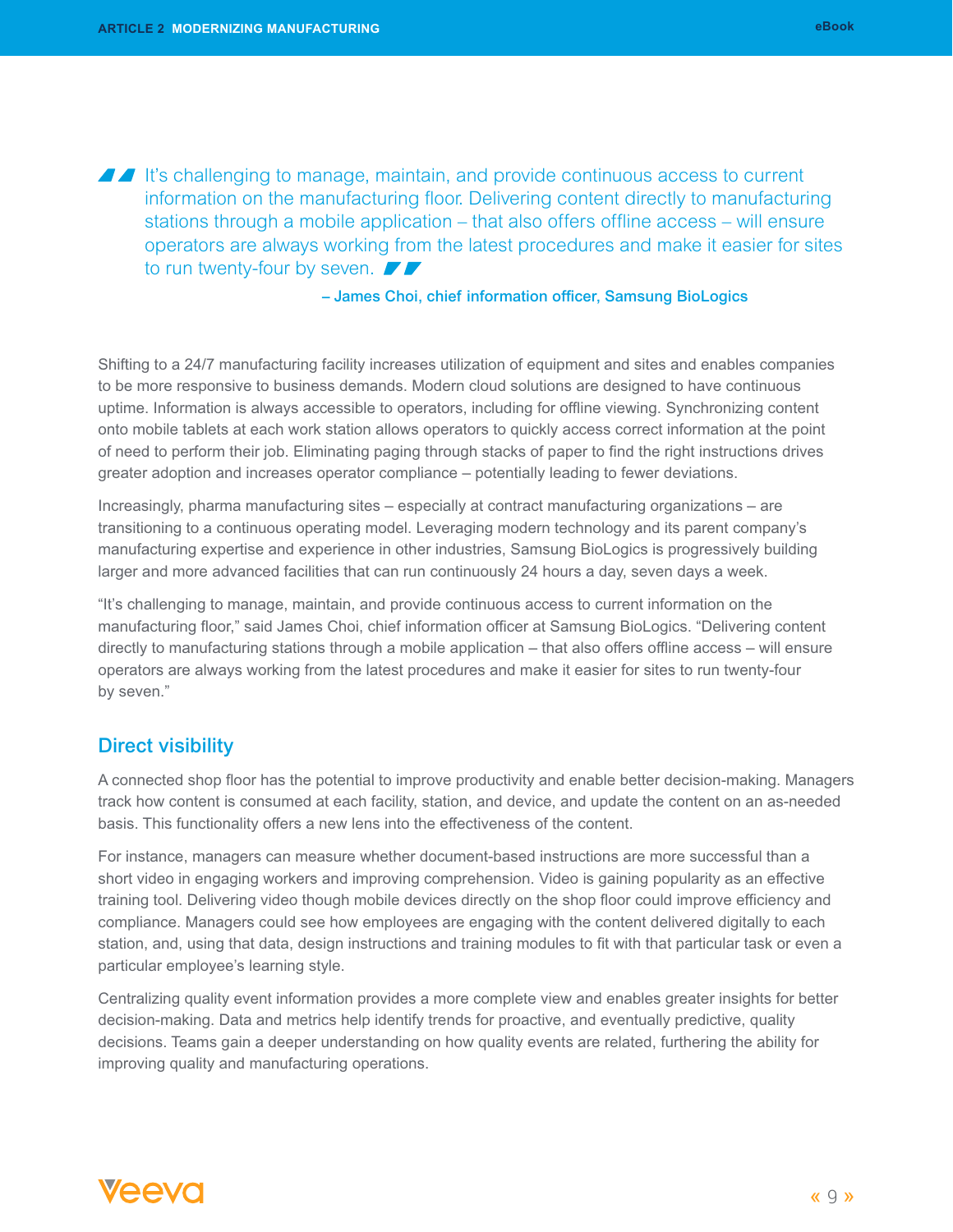> It's challenging to manage, maintain, and provide continuous access to current information on the manufacturing floor. Delivering content directly to manufacturing stations through a mobile application – that also offers offline access – will ensure operators are always working from the latest procedures and make it easier for sites to run twenty-four by seven.
>
> **– James Choi, chief information officer, Samsung BioLogics**

Shifting to a 24/7 manufacturing facility increases utilization of equipment and sites and enables companies to be more responsive to business demands. Modern cloud solutions are designed to have continuous uptime. Information is always accessible to operators, including for offline viewing. Synchronizing content onto mobile tablets at each work station allows operators to quickly access correct information at the point of need to perform their job. Eliminating paging through stacks of paper to find the right instructions drives greater adoption and increases operator compliance – potentially leading to fewer deviations.

Increasingly, pharma manufacturing sites – especially at contract manufacturing organizations – are transitioning to a continuous operating model. Leveraging modern technology and its parent company's manufacturing expertise and experience in other industries, Samsung BioLogics is progressively building larger and more advanced facilities that can run continuously 24 hours a day, seven days a week.

"It's challenging to manage, maintain, and provide continuous access to current information on the manufacturing floor," said James Choi, chief information officer at Samsung BioLogics. "Delivering content directly to manufacturing stations through a mobile application – that also offers offline access – will ensure operators are always working from the latest procedures and make it easier for sites to run twenty-four by seven."

## Direct visibility

A connected shop floor has the potential to improve productivity and enable better decision-making. Managers track how content is consumed at each facility, station, and device, and update the content on an as-needed basis. This functionality offers a new lens into the effectiveness of the content.

For instance, managers can measure whether document-based instructions are more successful than a short video in engaging workers and improving comprehension. Video is gaining popularity as an effective training tool. Delivering video though mobile devices directly on the shop floor could improve efficiency and compliance. Managers could see how employees are engaging with the content delivered digitally to each station, and, using that data, design instructions and training modules to fit with that particular task or even a particular employee's learning style.

Centralizing quality event information provides a more complete view and enables greater insights for better decision-making. Data and metrics help identify trends for proactive, and eventually predictive, quality decisions. Teams gain a deeper understanding on how quality events are related, furthering the ability for improving quality and manufacturing operations.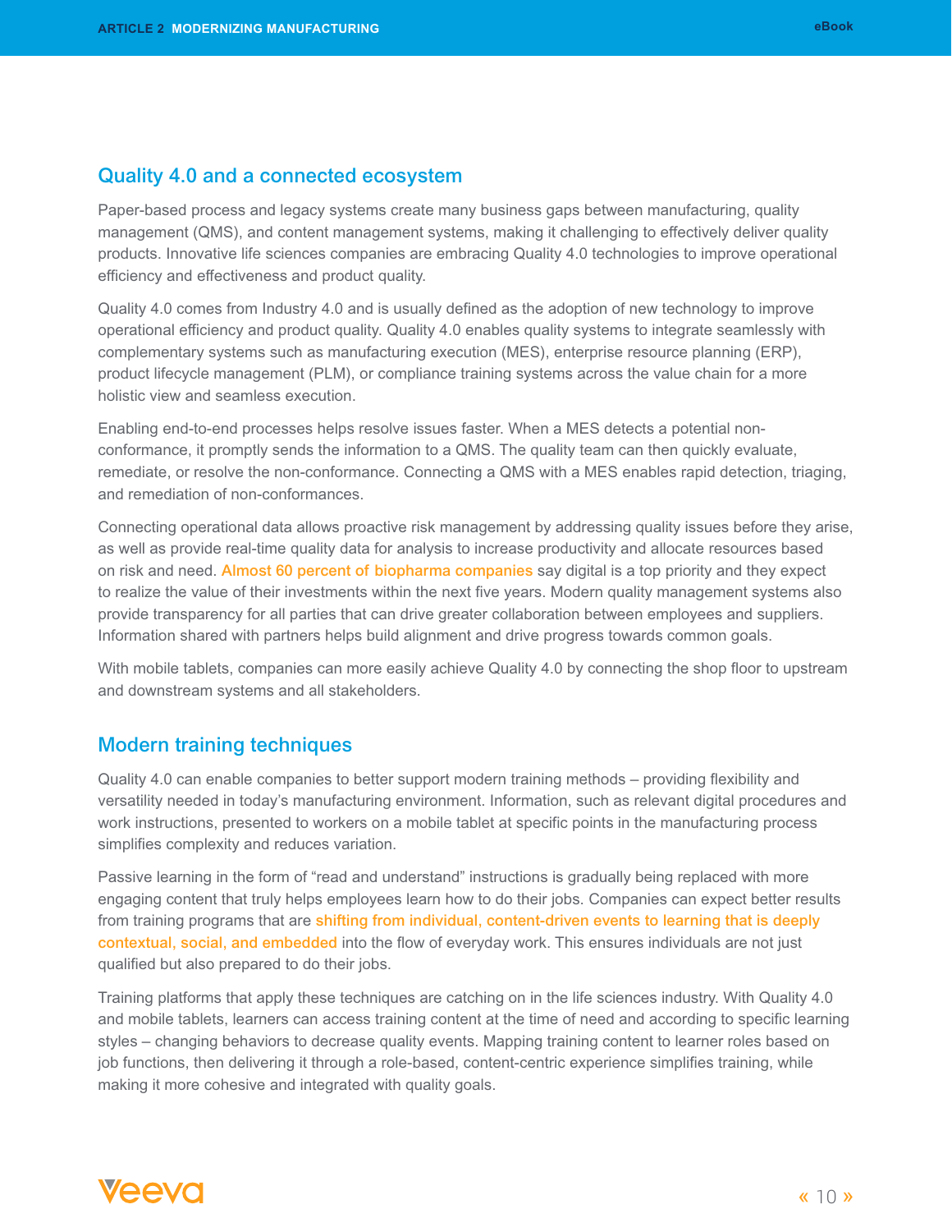## Quality 4.0 and a connected ecosystem

Paper-based process and legacy systems create many business gaps between manufacturing, quality management (QMS), and content management systems, making it challenging to effectively deliver quality products. Innovative life sciences companies are embracing Quality 4.0 technologies to improve operational efficiency and effectiveness and product quality.

Quality 4.0 comes from Industry 4.0 and is usually defined as the adoption of new technology to improve operational efficiency and product quality. Quality 4.0 enables quality systems to integrate seamlessly with complementary systems such as manufacturing execution (MES), enterprise resource planning (ERP), product lifecycle management (PLM), or compliance training systems across the value chain for a more holistic view and seamless execution.

Enabling end-to-end processes helps resolve issues faster. When a MES detects a potential non-conformance, it promptly sends the information to a QMS. The quality team can then quickly evaluate, remediate, or resolve the non-conformance. Connecting a QMS with a MES enables rapid detection, triaging, and remediation of non-conformances.

Connecting operational data allows proactive risk management by addressing quality issues before they arise, as well as provide real-time quality data for analysis to increase productivity and allocate resources based on risk and need. Almost 60 percent of biopharma companies say digital is a top priority and they expect to realize the value of their investments within the next five years. Modern quality management systems also provide transparency for all parties that can drive greater collaboration between employees and suppliers. Information shared with partners helps build alignment and drive progress towards common goals.

With mobile tablets, companies can more easily achieve Quality 4.0 by connecting the shop floor to upstream and downstream systems and all stakeholders.

## Modern training techniques

Quality 4.0 can enable companies to better support modern training methods – providing flexibility and versatility needed in today's manufacturing environment. Information, such as relevant digital procedures and work instructions, presented to workers on a mobile tablet at specific points in the manufacturing process simplifies complexity and reduces variation.

Passive learning in the form of "read and understand" instructions is gradually being replaced with more engaging content that truly helps employees learn how to do their jobs. Companies can expect better results from training programs that are shifting from individual, content-driven events to learning that is deeply contextual, social, and embedded into the flow of everyday work. This ensures individuals are not just qualified but also prepared to do their jobs.

Training platforms that apply these techniques are catching on in the life sciences industry. With Quality 4.0 and mobile tablets, learners can access training content at the time of need and according to specific learning styles – changing behaviors to decrease quality events. Mapping training content to learner roles based on job functions, then delivering it through a role-based, content-centric experience simplifies training, while making it more cohesive and integrated with quality goals.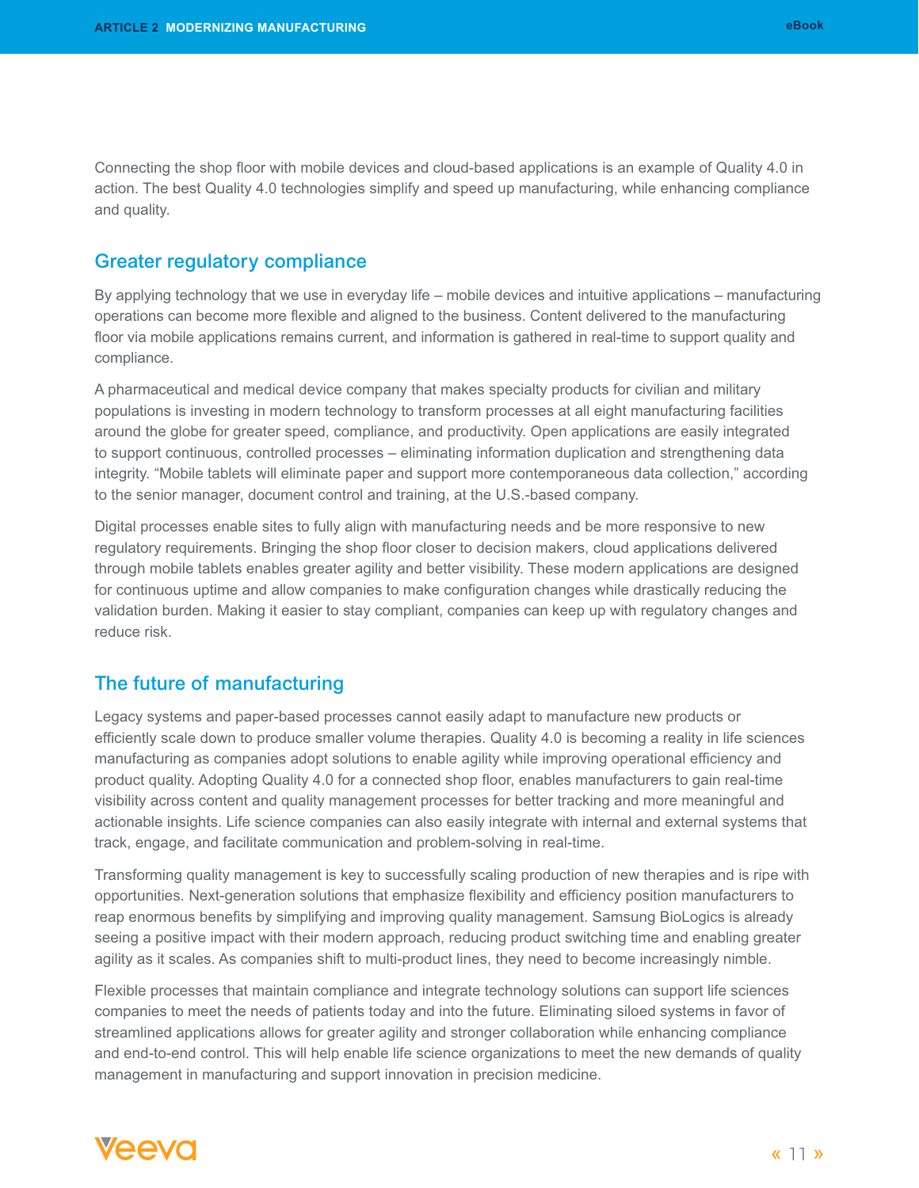Connecting the shop floor with mobile devices and cloud-based applications is an example of Quality 4.0 in action. The best Quality 4.0 technologies simplify and speed up manufacturing, while enhancing compliance and quality.

## Greater regulatory compliance

By applying technology that we use in everyday life – mobile devices and intuitive applications – manufacturing operations can become more flexible and aligned to the business. Content delivered to the manufacturing floor via mobile applications remains current, and information is gathered in real-time to support quality and compliance.

A pharmaceutical and medical device company that makes specialty products for civilian and military populations is investing in modern technology to transform processes at all eight manufacturing facilities around the globe for greater speed, compliance, and productivity. Open applications are easily integrated to support continuous, controlled processes – eliminating information duplication and strengthening data integrity. "Mobile tablets will eliminate paper and support more contemporaneous data collection," according to the senior manager, document control and training, at the U.S.-based company.

Digital processes enable sites to fully align with manufacturing needs and be more responsive to new regulatory requirements. Bringing the shop floor closer to decision makers, cloud applications delivered through mobile tablets enables greater agility and better visibility. These modern applications are designed for continuous uptime and allow companies to make configuration changes while drastically reducing the validation burden. Making it easier to stay compliant, companies can keep up with regulatory changes and reduce risk.

## The future of manufacturing

Legacy systems and paper-based processes cannot easily adapt to manufacture new products or efficiently scale down to produce smaller volume therapies. Quality 4.0 is becoming a reality in life sciences manufacturing as companies adopt solutions to enable agility while improving operational efficiency and product quality. Adopting Quality 4.0 for a connected shop floor, enables manufacturers to gain real-time visibility across content and quality management processes for better tracking and more meaningful and actionable insights. Life science companies can also easily integrate with internal and external systems that track, engage, and facilitate communication and problem-solving in real-time.

Transforming quality management is key to successfully scaling production of new therapies and is ripe with opportunities. Next-generation solutions that emphasize flexibility and efficiency position manufacturers to reap enormous benefits by simplifying and improving quality management. Samsung BioLogics is already seeing a positive impact with their modern approach, reducing product switching time and enabling greater agility as it scales. As companies shift to multi-product lines, they need to become increasingly nimble.

Flexible processes that maintain compliance and integrate technology solutions can support life sciences companies to meet the needs of patients today and into the future. Eliminating siloed systems in favor of streamlined applications allows for greater agility and stronger collaboration while enhancing compliance and end-to-end control. This will help enable life science organizations to meet the new demands of quality management in manufacturing and support innovation in precision medicine.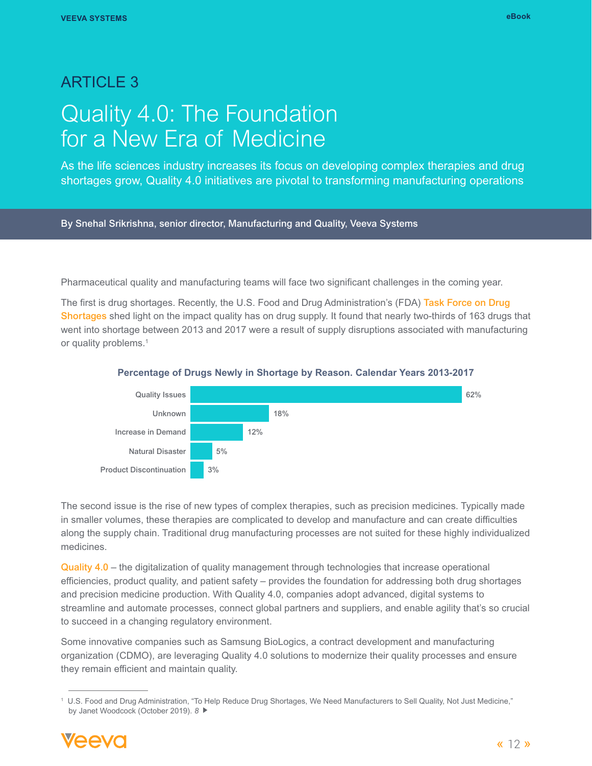# ARTICLE 3

# Quality 4.0: The Foundation for a New Era of Medicine

As the life sciences industry increases its focus on developing complex therapies and drug shortages grow, Quality 4.0 initiatives are pivotal to transforming manufacturing operations

**By Snehal Srikrishna, senior director, Manufacturing and Quality, Veeva Systems**

Pharmaceutical quality and manufacturing teams will face two significant challenges in the coming year.

The first is drug shortages. Recently, the U.S. Food and Drug Administration's (FDA) Task Force on Drug Shortages shed light on the impact quality has on drug supply. It found that nearly two-thirds of 163 drugs that went into shortage between 2013 and 2017 were a result of supply disruptions associated with manufacturing or quality problems.[1]

**Percentage of Drugs Newly in Shortage by Reason. Calendar Years 2013-2017**

| Reason | Percentage |
|---|---|
| Quality Issues | 62% |
| Unknown | 18% |
| Increase in Demand | 12% |
| Natural Disaster | 5% |
| Product Discontinuation | 3% |

The second issue is the rise of new types of complex therapies, such as precision medicines. Typically made in smaller volumes, these therapies are complicated to develop and manufacture and can create difficulties along the supply chain. Traditional drug manufacturing processes are not suited for these highly individualized medicines.

Quality 4.0 – the digitalization of quality management through technologies that increase operational efficiencies, product quality, and patient safety – provides the foundation for addressing both drug shortages and precision medicine production. With Quality 4.0, companies adopt advanced, digital systems to streamline and automate processes, connect global partners and suppliers, and enable agility that's so crucial to succeed in a changing regulatory environment.

Some innovative companies such as Samsung BioLogics, a contract development and manufacturing organization (CDMO), are leveraging Quality 4.0 solutions to modernize their quality processes and ensure they remain efficient and maintain quality.

---

[1] U.S. Food and Drug Administration, "To Help Reduce Drug Shortages, We Need Manufacturers to Sell Quality, Not Just Medicine," by Janet Woodcock (October 2019). *8* ▶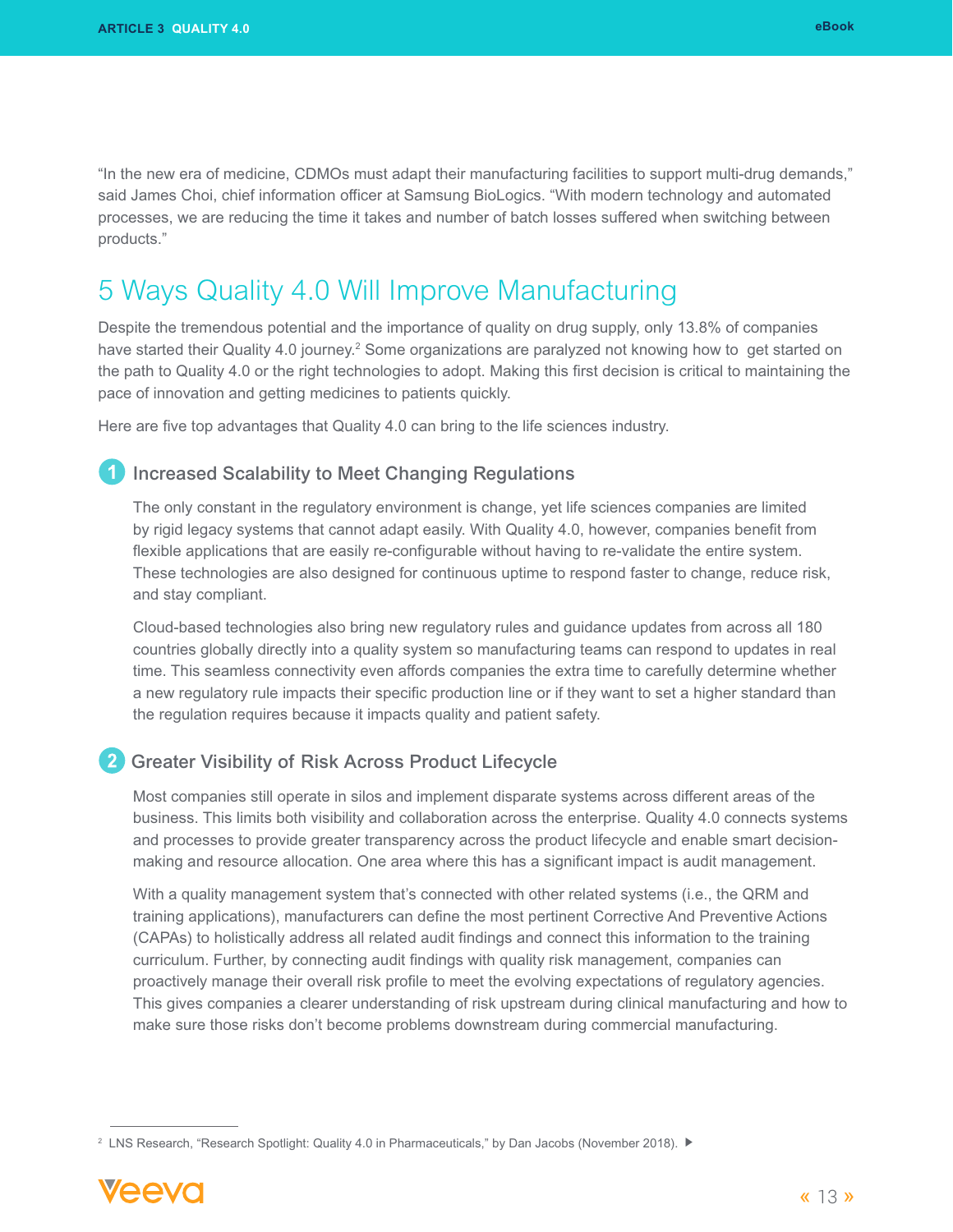"In the new era of medicine, CDMOs must adapt their manufacturing facilities to support multi-drug demands," said James Choi, chief information officer at Samsung BioLogics. "With modern technology and automated processes, we are reducing the time it takes and number of batch losses suffered when switching between products."

## 5 Ways Quality 4.0 Will Improve Manufacturing

Despite the tremendous potential and the importance of quality on drug supply, only 13.8% of companies have started their Quality 4.0 journey.[2] Some organizations are paralyzed not knowing how to get started on the path to Quality 4.0 or the right technologies to adopt. Making this first decision is critical to maintaining the pace of innovation and getting medicines to patients quickly.

Here are five top advantages that Quality 4.0 can bring to the life sciences industry.

### 1 Increased Scalability to Meet Changing Regulations

The only constant in the regulatory environment is change, yet life sciences companies are limited by rigid legacy systems that cannot adapt easily. With Quality 4.0, however, companies benefit from flexible applications that are easily re-configurable without having to re-validate the entire system. These technologies are also designed for continuous uptime to respond faster to change, reduce risk, and stay compliant.

Cloud-based technologies also bring new regulatory rules and guidance updates from across all 180 countries globally directly into a quality system so manufacturing teams can respond to updates in real time. This seamless connectivity even affords companies the extra time to carefully determine whether a new regulatory rule impacts their specific production line or if they want to set a higher standard than the regulation requires because it impacts quality and patient safety.

### 2 Greater Visibility of Risk Across Product Lifecycle

Most companies still operate in silos and implement disparate systems across different areas of the business. This limits both visibility and collaboration across the enterprise. Quality 4.0 connects systems and processes to provide greater transparency across the product lifecycle and enable smart decision-making and resource allocation. One area where this has a significant impact is audit management.

With a quality management system that's connected with other related systems (i.e., the QRM and training applications), manufacturers can define the most pertinent Corrective And Preventive Actions (CAPAs) to holistically address all related audit findings and connect this information to the training curriculum. Further, by connecting audit findings with quality risk management, companies can proactively manage their overall risk profile to meet the evolving expectations of regulatory agencies. This gives companies a clearer understanding of risk upstream during clinical manufacturing and how to make sure those risks don't become problems downstream during commercial manufacturing.

---

[2] LNS Research, "Research Spotlight: Quality 4.0 in Pharmaceuticals," by Dan Jacobs (November 2018). ▶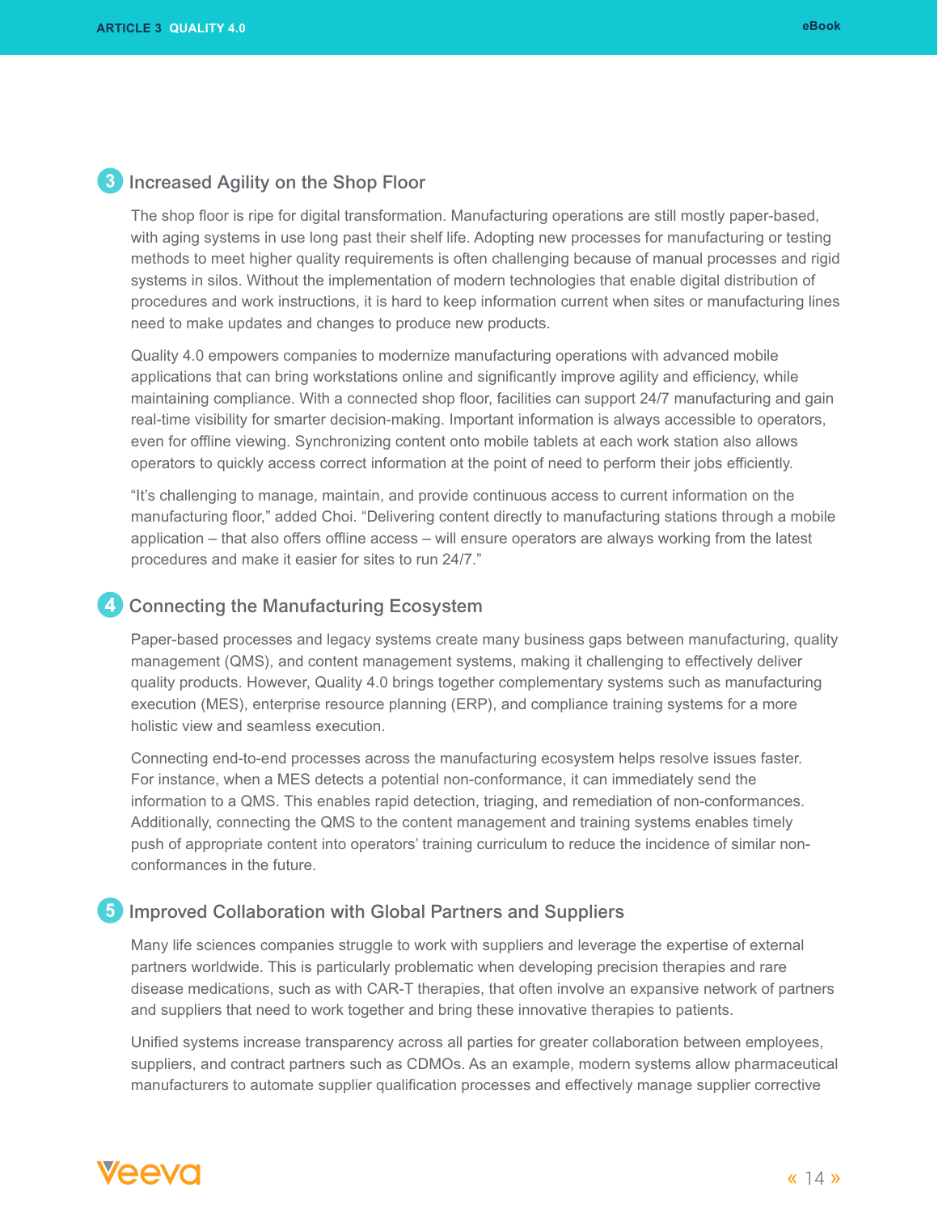## 3 Increased Agility on the Shop Floor

The shop floor is ripe for digital transformation. Manufacturing operations are still mostly paper-based, with aging systems in use long past their shelf life. Adopting new processes for manufacturing or testing methods to meet higher quality requirements is often challenging because of manual processes and rigid systems in silos. Without the implementation of modern technologies that enable digital distribution of procedures and work instructions, it is hard to keep information current when sites or manufacturing lines need to make updates and changes to produce new products.

Quality 4.0 empowers companies to modernize manufacturing operations with advanced mobile applications that can bring workstations online and significantly improve agility and efficiency, while maintaining compliance. With a connected shop floor, facilities can support 24/7 manufacturing and gain real-time visibility for smarter decision-making. Important information is always accessible to operators, even for offline viewing. Synchronizing content onto mobile tablets at each work station also allows operators to quickly access correct information at the point of need to perform their jobs efficiently.

"It's challenging to manage, maintain, and provide continuous access to current information on the manufacturing floor," added Choi. "Delivering content directly to manufacturing stations through a mobile application – that also offers offline access – will ensure operators are always working from the latest procedures and make it easier for sites to run 24/7."

## 4 Connecting the Manufacturing Ecosystem

Paper-based processes and legacy systems create many business gaps between manufacturing, quality management (QMS), and content management systems, making it challenging to effectively deliver quality products. However, Quality 4.0 brings together complementary systems such as manufacturing execution (MES), enterprise resource planning (ERP), and compliance training systems for a more holistic view and seamless execution.

Connecting end-to-end processes across the manufacturing ecosystem helps resolve issues faster. For instance, when a MES detects a potential non-conformance, it can immediately send the information to a QMS. This enables rapid detection, triaging, and remediation of non-conformances. Additionally, connecting the QMS to the content management and training systems enables timely push of appropriate content into operators' training curriculum to reduce the incidence of similar non-conformances in the future.

## 5 Improved Collaboration with Global Partners and Suppliers

Many life sciences companies struggle to work with suppliers and leverage the expertise of external partners worldwide. This is particularly problematic when developing precision therapies and rare disease medications, such as with CAR-T therapies, that often involve an expansive network of partners and suppliers that need to work together and bring these innovative therapies to patients.

Unified systems increase transparency across all parties for greater collaboration between employees, suppliers, and contract partners such as CDMOs. As an example, modern systems allow pharmaceutical manufacturers to automate supplier qualification processes and effectively manage supplier corrective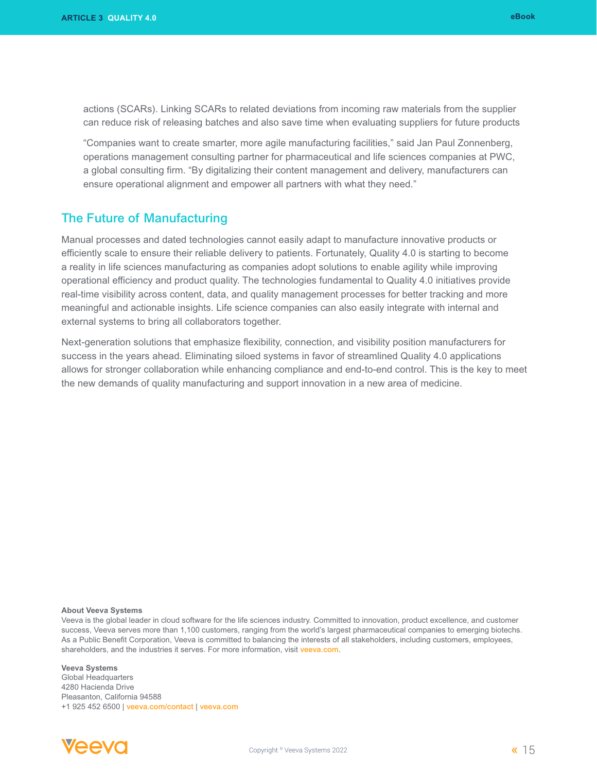actions (SCARs). Linking SCARs to related deviations from incoming raw materials from the supplier can reduce risk of releasing batches and also save time when evaluating suppliers for future products

"Companies want to create smarter, more agile manufacturing facilities," said Jan Paul Zonnenberg, operations management consulting partner for pharmaceutical and life sciences companies at PWC, a global consulting firm. "By digitalizing their content management and delivery, manufacturers can ensure operational alignment and empower all partners with what they need."

## The Future of Manufacturing

Manual processes and dated technologies cannot easily adapt to manufacture innovative products or efficiently scale to ensure their reliable delivery to patients. Fortunately, Quality 4.0 is starting to become a reality in life sciences manufacturing as companies adopt solutions to enable agility while improving operational efficiency and product quality. The technologies fundamental to Quality 4.0 initiatives provide real-time visibility across content, data, and quality management processes for better tracking and more meaningful and actionable insights. Life science companies can also easily integrate with internal and external systems to bring all collaborators together.

Next-generation solutions that emphasize flexibility, connection, and visibility position manufacturers for success in the years ahead. Eliminating siloed systems in favor of streamlined Quality 4.0 applications allows for stronger collaboration while enhancing compliance and end-to-end control. This is the key to meet the new demands of quality manufacturing and support innovation in a new area of medicine.

**About Veeva Systems**
Veeva is the global leader in cloud software for the life sciences industry. Committed to innovation, product excellence, and customer success, Veeva serves more than 1,100 customers, ranging from the world's largest pharmaceutical companies to emerging biotechs. As a Public Benefit Corporation, Veeva is committed to balancing the interests of all stakeholders, including customers, employees, shareholders, and the industries it serves. For more information, visit veeva.com.

**Veeva Systems**
Global Headquarters
4280 Hacienda Drive
Pleasanton, California 94588
+1 925 452 6500 | veeva.com/contact | veeva.com

Copyright © Veeva Systems 2022